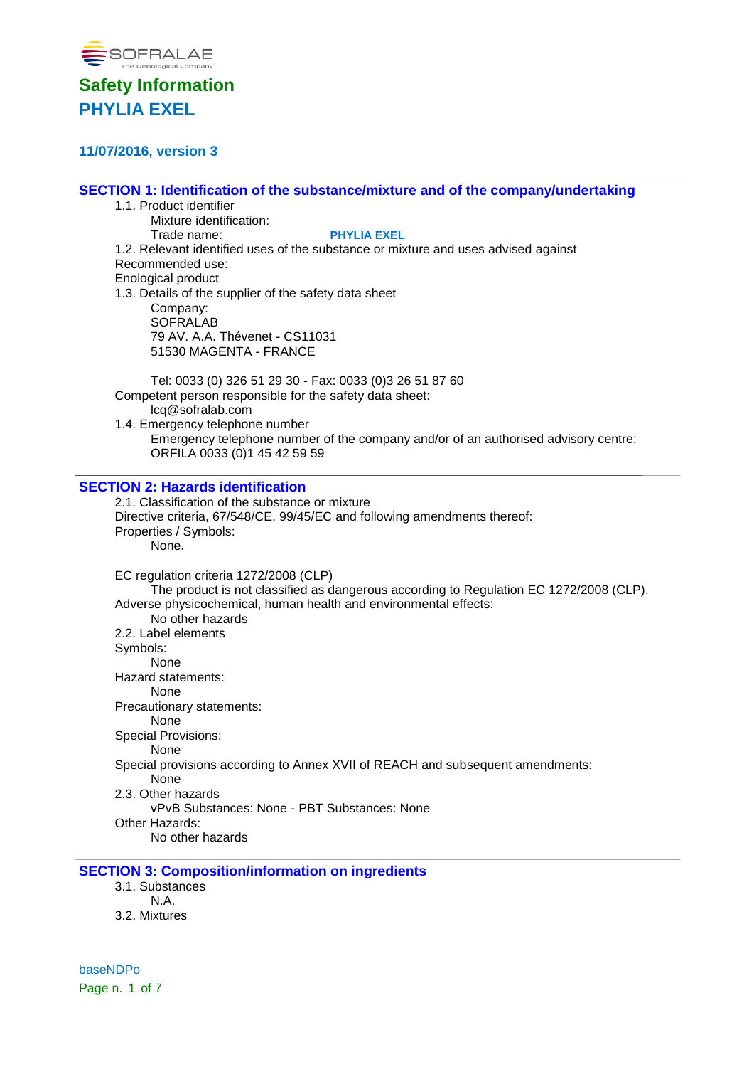SOFRALAB
The Oenological Company

# Safety Information
# PHYLIA EXEL

### 11/07/2016, version 3

## SECTION 1: Identification of the substance/mixture and of the company/undertaking

1.1. Product identifier
Mixture identification:
Trade name: **PHYLIA EXEL**

1.2. Relevant identified uses of the substance or mixture and uses advised against
Recommended use:
Enological product

1.3. Details of the supplier of the safety data sheet
Company:
SOFRALAB
79 AV. A.A. Thévenet - CS11031
51530 MAGENTA - FRANCE

Tel: 0033 (0) 326 51 29 30 - Fax: 0033 (0)3 26 51 87 60
Competent person responsible for the safety data sheet:
lcq@sofralab.com

1.4. Emergency telephone number
Emergency telephone number of the company and/or of an authorised advisory centre:
ORFILA 0033 (0)1 45 42 59 59

## SECTION 2: Hazards identification

2.1. Classification of the substance or mixture
Directive criteria, 67/548/CE, 99/45/EC and following amendments thereof:
Properties / Symbols:
None.

EC regulation criteria 1272/2008 (CLP)
The product is not classified as dangerous according to Regulation EC 1272/2008 (CLP).
Adverse physicochemical, human health and environmental effects:
No other hazards

2.2. Label elements
Symbols:
None
Hazard statements:
None
Precautionary statements:
None
Special Provisions:
None
Special provisions according to Annex XVII of REACH and subsequent amendments:
None

2.3. Other hazards
vPvB Substances: None - PBT Substances: None
Other Hazards:
No other hazards

## SECTION 3: Composition/information on ingredients

3.1. Substances
N.A.

3.2. Mixtures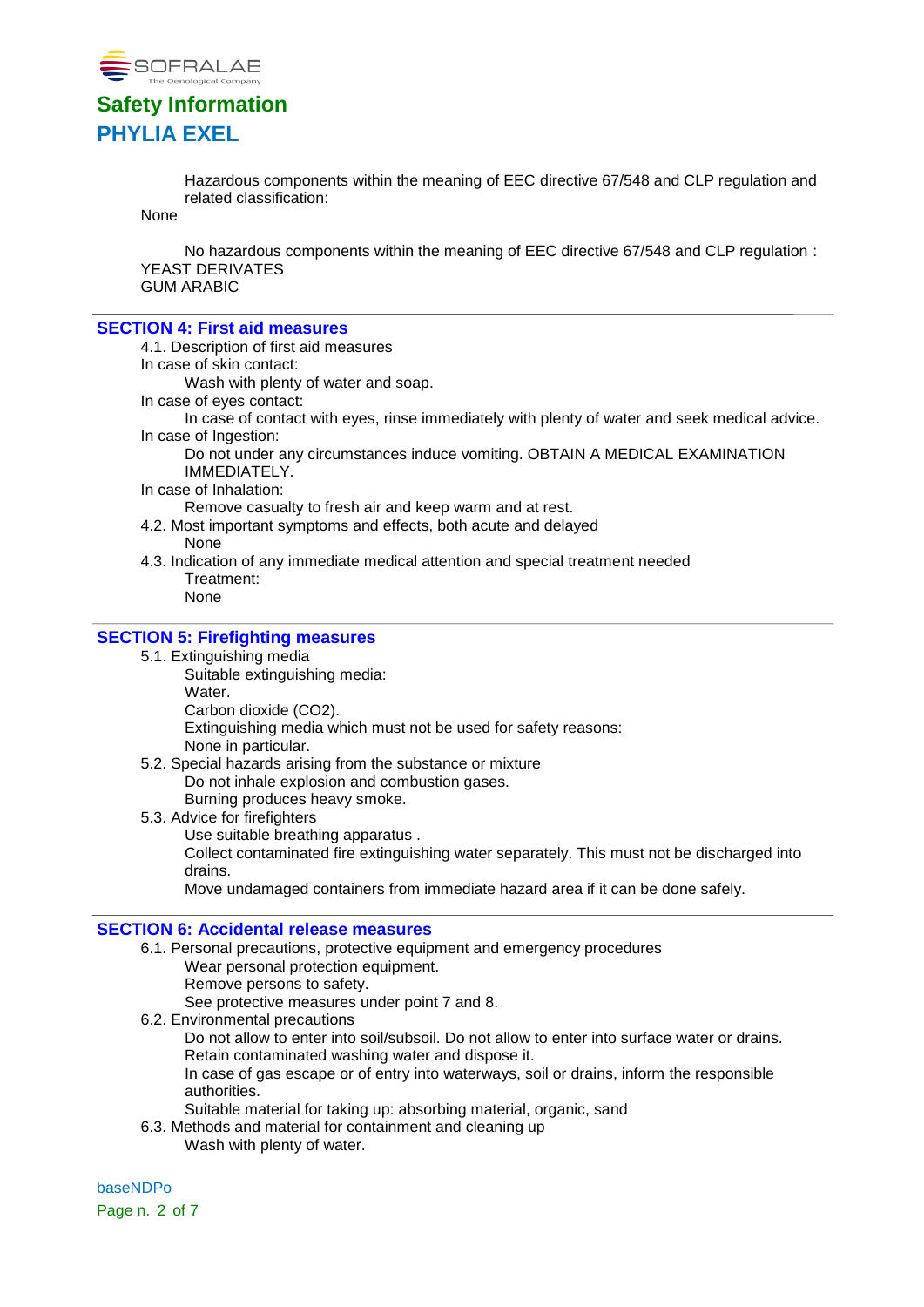Hazardous components within the meaning of EEC directive 67/548 and CLP regulation and related classification:

None

No hazardous components within the meaning of EEC directive 67/548 and CLP regulation :

YEAST DERIVATES
GUM ARABIC

## SECTION 4: First aid measures

4.1. Description of first aid measures

In case of skin contact:

Wash with plenty of water and soap.

In case of eyes contact:

In case of contact with eyes, rinse immediately with plenty of water and seek medical advice.

In case of Ingestion:

Do not under any circumstances induce vomiting. OBTAIN A MEDICAL EXAMINATION IMMEDIATELY.

In case of Inhalation:

Remove casualty to fresh air and keep warm and at rest.

4.2. Most important symptoms and effects, both acute and delayed

None

4.3. Indication of any immediate medical attention and special treatment needed

Treatment:

None

## SECTION 5: Firefighting measures

5.1. Extinguishing media

Suitable extinguishing media:

Water.

Carbon dioxide ($CO_2$).

Extinguishing media which must not be used for safety reasons:

None in particular.

5.2. Special hazards arising from the substance or mixture

Do not inhale explosion and combustion gases.

Burning produces heavy smoke.

5.3. Advice for firefighters

Use suitable breathing apparatus .

Collect contaminated fire extinguishing water separately. This must not be discharged into drains.

Move undamaged containers from immediate hazard area if it can be done safely.

## SECTION 6: Accidental release measures

6.1. Personal precautions, protective equipment and emergency procedures

Wear personal protection equipment.

Remove persons to safety.

See protective measures under point 7 and 8.

6.2. Environmental precautions

Do not allow to enter into soil/subsoil. Do not allow to enter into surface water or drains.

Retain contaminated washing water and dispose it.

In case of gas escape or of entry into waterways, soil or drains, inform the responsible authorities.

Suitable material for taking up: absorbing material, organic, sand

6.3. Methods and material for containment and cleaning up

Wash with plenty of water.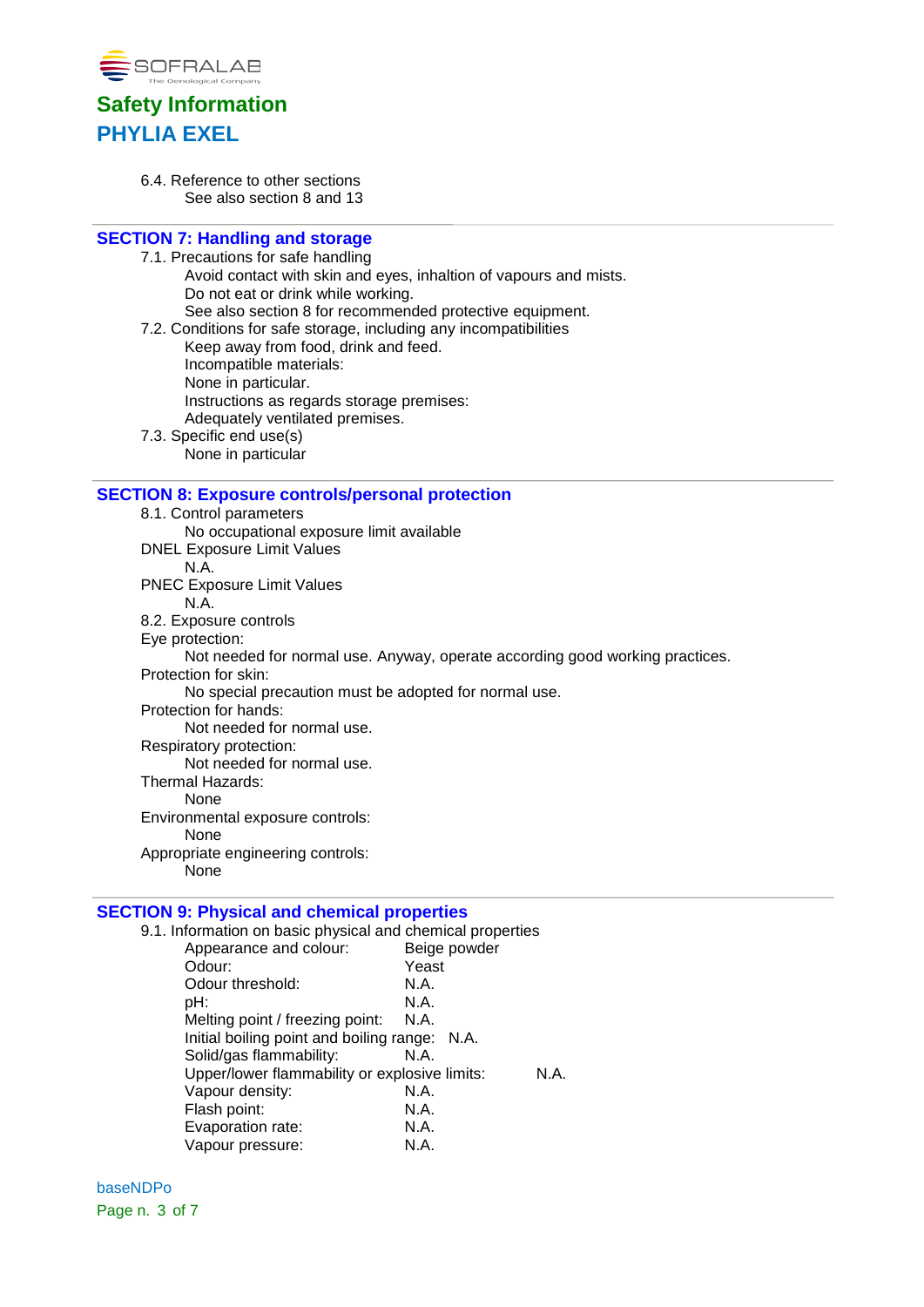6.4. Reference to other sections

See also section 8 and 13

## SECTION 7: Handling and storage

7.1. Precautions for safe handling

Avoid contact with skin and eyes, inhaltion of vapours and mists.
Do not eat or drink while working.
See also section 8 for recommended protective equipment.

7.2. Conditions for safe storage, including any incompatibilities

Keep away from food, drink and feed.
Incompatible materials:
None in particular.
Instructions as regards storage premises:
Adequately ventilated premises.

7.3. Specific end use(s)

None in particular

## SECTION 8: Exposure controls/personal protection

8.1. Control parameters

No occupational exposure limit available

DNEL Exposure Limit Values

N.A.

PNEC Exposure Limit Values

N.A.

8.2. Exposure controls

Eye protection:

Not needed for normal use. Anyway, operate according good working practices.

Protection for skin:

No special precaution must be adopted for normal use.

Protection for hands:

Not needed for normal use.

Respiratory protection:

Not needed for normal use.

Thermal Hazards:

None

Environmental exposure controls:

None

Appropriate engineering controls:

None

## SECTION 9: Physical and chemical properties

9.1. Information on basic physical and chemical properties

Appearance and colour: Beige powder
Odour: Yeast
Odour threshold: N.A.
pH: N.A.
Melting point / freezing point: N.A.
Initial boiling point and boiling range: N.A.
Solid/gas flammability: N.A.
Upper/lower flammability or explosive limits: N.A.
Vapour density: N.A.
Flash point: N.A.
Evaporation rate: N.A.
Vapour pressure: N.A.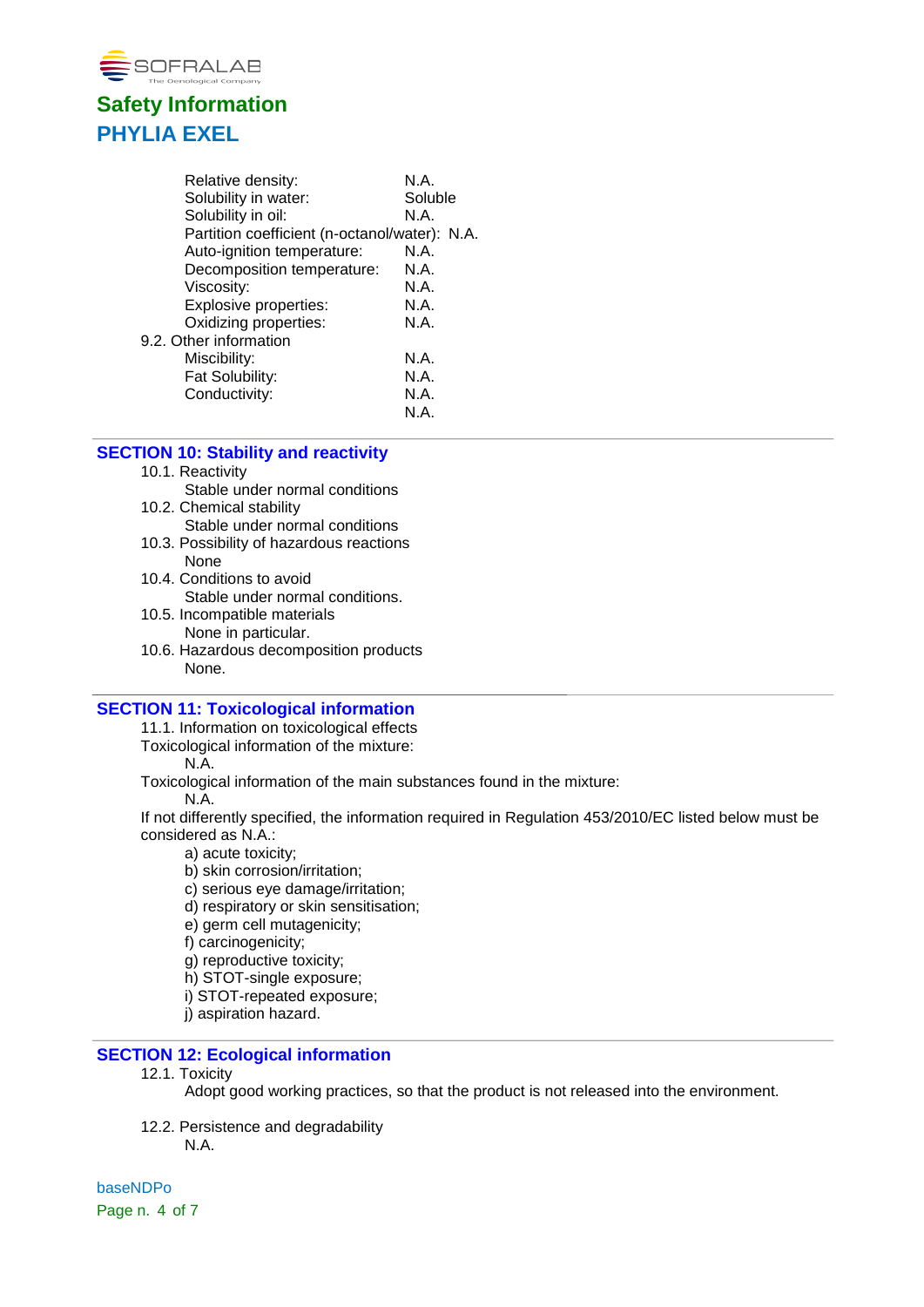Relative density: N.A.
Solubility in water: Soluble
Solubility in oil: N.A.
Partition coefficient (n-octanol/water): N.A.
Auto-ignition temperature: N.A.
Decomposition temperature: N.A.
Viscosity: N.A.
Explosive properties: N.A.
Oxidizing properties: N.A.

9.2. Other information

Miscibility: N.A.
Fat Solubility: N.A.
Conductivity: N.A.
N.A.

## SECTION 10: Stability and reactivity

10.1. Reactivity
Stable under normal conditions

10.2. Chemical stability
Stable under normal conditions

10.3. Possibility of hazardous reactions
None

10.4. Conditions to avoid
Stable under normal conditions.

10.5. Incompatible materials
None in particular.

10.6. Hazardous decomposition products
None.

## SECTION 11: Toxicological information

11.1. Information on toxicological effects

Toxicological information of the mixture:
N.A.

Toxicological information of the main substances found in the mixture:
N.A.

If not differently specified, the information required in Regulation 453/2010/EC listed below must be considered as N.A.:

a) acute toxicity;
b) skin corrosion/irritation;
c) serious eye damage/irritation;
d) respiratory or skin sensitisation;
e) germ cell mutagenicity;
f) carcinogenicity;
g) reproductive toxicity;
h) STOT-single exposure;
i) STOT-repeated exposure;
j) aspiration hazard.

## SECTION 12: Ecological information

12.1. Toxicity
Adopt good working practices, so that the product is not released into the environment.

12.2. Persistence and degradability
N.A.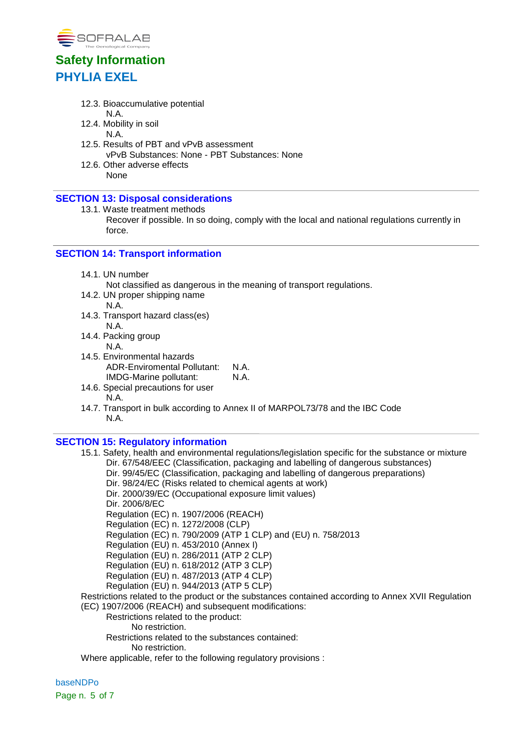12.3. Bioaccumulative potential

N.A.

12.4. Mobility in soil

N.A.

12.5. Results of PBT and vPvB assessment

vPvB Substances: None - PBT Substances: None

12.6. Other adverse effects

None

## SECTION 13: Disposal considerations

13.1. Waste treatment methods

Recover if possible. In so doing, comply with the local and national regulations currently in force.

## SECTION 14: Transport information

14.1. UN number

Not classified as dangerous in the meaning of transport regulations.

14.2. UN proper shipping name

N.A.

14.3. Transport hazard class(es)

N.A.

14.4. Packing group

N.A.

14.5. Environmental hazards

ADR-Enviromental Pollutant: N.A.
IMDG-Marine pollutant: N.A.

14.6. Special precautions for user

N.A.

14.7. Transport in bulk according to Annex II of MARPOL73/78 and the IBC Code

N.A.

## SECTION 15: Regulatory information

15.1. Safety, health and environmental regulations/legislation specific for the substance or mixture

- Dir. 67/548/EEC (Classification, packaging and labelling of dangerous substances)
- Dir. 99/45/EC (Classification, packaging and labelling of dangerous preparations)
- Dir. 98/24/EC (Risks related to chemical agents at work)
- Dir. 2000/39/EC (Occupational exposure limit values)
- Dir. 2006/8/EC
- Regulation (EC) n. 1907/2006 (REACH)
- Regulation (EC) n. 1272/2008 (CLP)
- Regulation (EC) n. 790/2009 (ATP 1 CLP) and (EU) n. 758/2013
- Regulation (EU) n. 453/2010 (Annex I)
- Regulation (EU) n. 286/2011 (ATP 2 CLP)
- Regulation (EU) n. 618/2012 (ATP 3 CLP)
- Regulation (EU) n. 487/2013 (ATP 4 CLP)
- Regulation (EU) n. 944/2013 (ATP 5 CLP)

Restrictions related to the product or the substances contained according to Annex XVII Regulation (EC) 1907/2006 (REACH) and subsequent modifications:

Restrictions related to the product:

No restriction.

Restrictions related to the substances contained:

No restriction.

Where applicable, refer to the following regulatory provisions :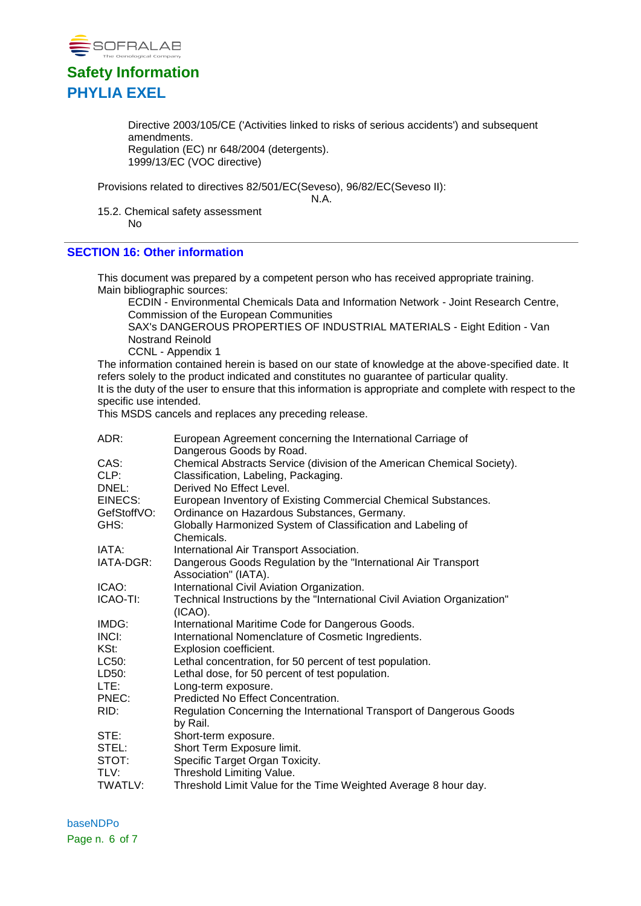Directive 2003/105/CE ('Activities linked to risks of serious accidents') and subsequent amendments.
Regulation (EC) nr 648/2004 (detergents).
1999/13/EC (VOC directive)

Provisions related to directives 82/501/EC(Seveso), 96/82/EC(Seveso II):
N.A.

15.2. Chemical safety assessment
No

## SECTION 16: Other information

This document was prepared by a competent person who has received appropriate training.
Main bibliographic sources:
ECDIN - Environmental Chemicals Data and Information Network - Joint Research Centre, Commission of the European Communities
SAX's DANGEROUS PROPERTIES OF INDUSTRIAL MATERIALS - Eight Edition - Van Nostrand Reinold
CCNL - Appendix 1

The information contained herein is based on our state of knowledge at the above-specified date. It refers solely to the product indicated and constitutes no guarantee of particular quality.
It is the duty of the user to ensure that this information is appropriate and complete with respect to the specific use intended.
This MSDS cancels and replaces any preceding release.

| | |
|---|---|
| ADR: | European Agreement concerning the International Carriage of Dangerous Goods by Road. |
| CAS: | Chemical Abstracts Service (division of the American Chemical Society). |
| CLP: | Classification, Labeling, Packaging. |
| DNEL: | Derived No Effect Level. |
| EINECS: | European Inventory of Existing Commercial Chemical Substances. |
| GefStoffVO: | Ordinance on Hazardous Substances, Germany. |
| GHS: | Globally Harmonized System of Classification and Labeling of Chemicals. |
| IATA: | International Air Transport Association. |
| IATA-DGR: | Dangerous Goods Regulation by the "International Air Transport Association" (IATA). |
| ICAO: | International Civil Aviation Organization. |
| ICAO-TI: | Technical Instructions by the "International Civil Aviation Organization" (ICAO). |
| IMDG: | International Maritime Code for Dangerous Goods. |
| INCI: | International Nomenclature of Cosmetic Ingredients. |
| KSt: | Explosion coefficient. |
| LC50: | Lethal concentration, for 50 percent of test population. |
| LD50: | Lethal dose, for 50 percent of test population. |
| LTE: | Long-term exposure. |
| PNEC: | Predicted No Effect Concentration. |
| RID: | Regulation Concerning the International Transport of Dangerous Goods by Rail. |
| STE: | Short-term exposure. |
| STEL: | Short Term Exposure limit. |
| STOT: | Specific Target Organ Toxicity. |
| TLV: | Threshold Limiting Value. |
| TWATLV: | Threshold Limit Value for the Time Weighted Average 8 hour day. |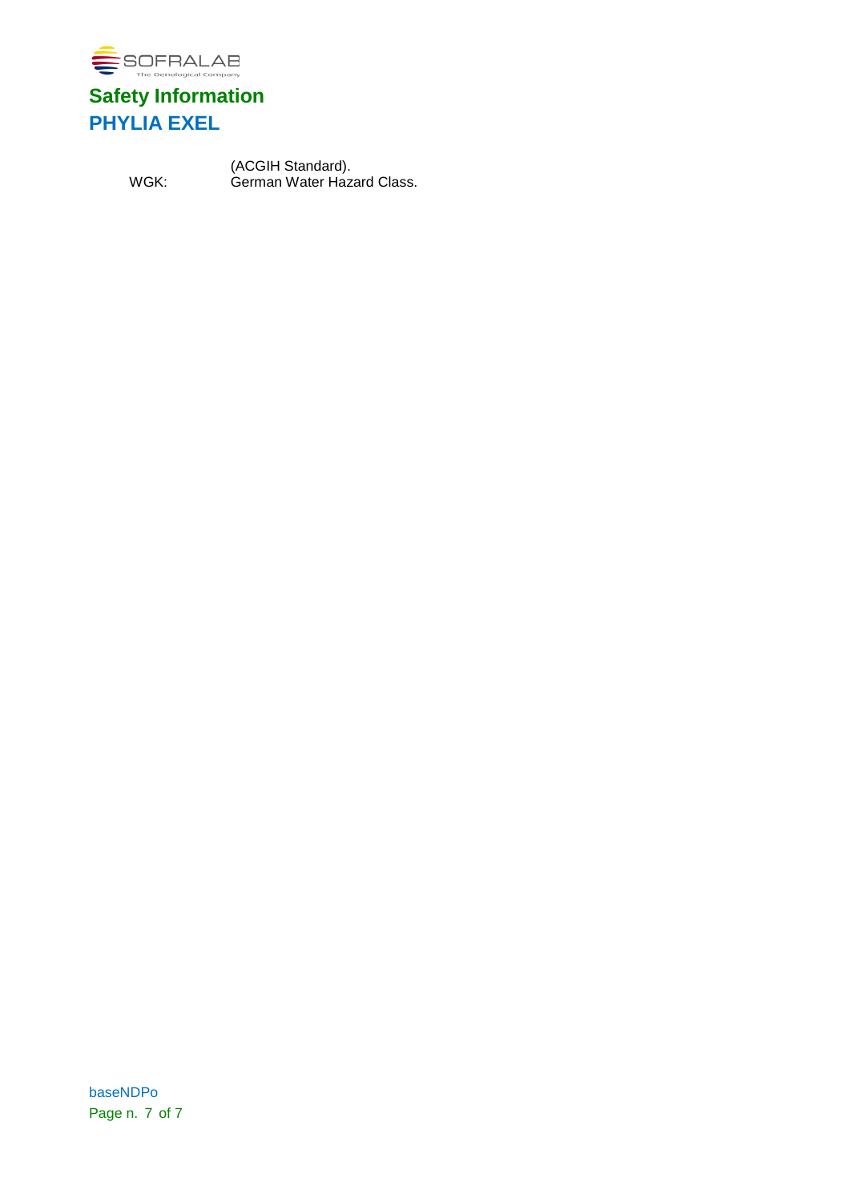| | |
|---|---|
| | (ACGIH Standard). |
| WGK: | German Water Hazard Class. |